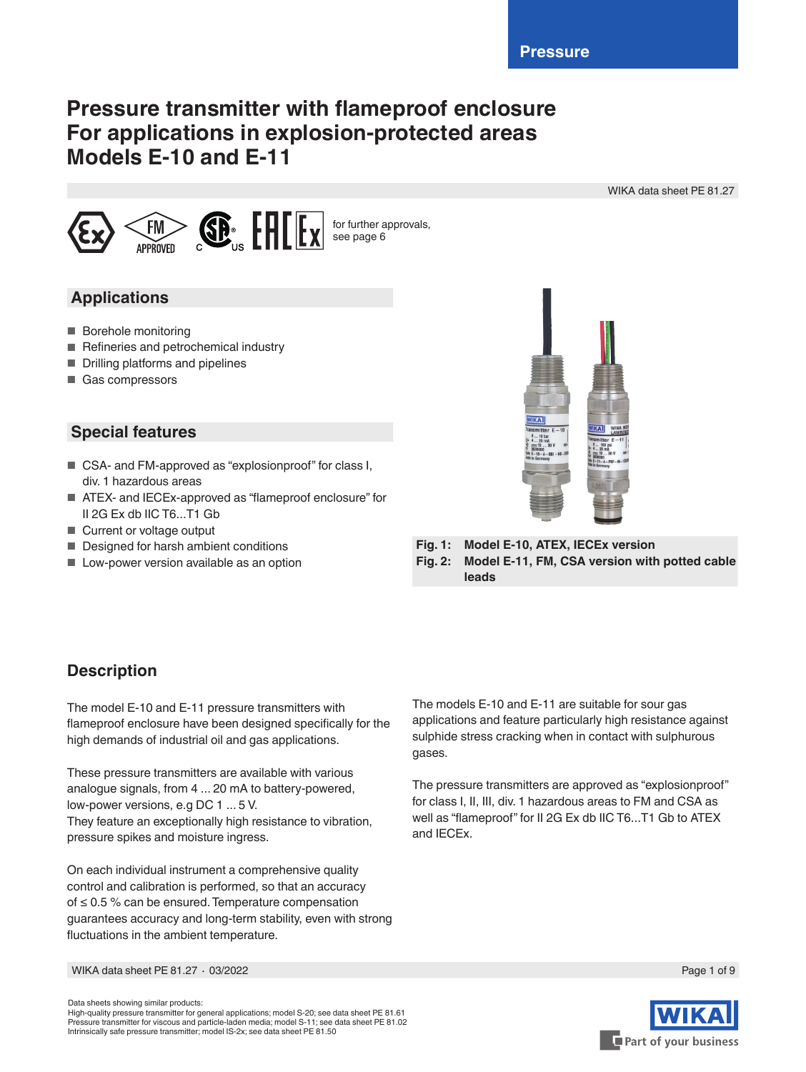Pressure

# Pressure transmitter with flameproof enclosure
# For applications in explosion-protected areas
# Models E-10 and E-11

WIKA data sheet PE 81.27

for further approvals, see page 6

## Applications

- Borehole monitoring
- Refineries and petrochemical industry
- Drilling platforms and pipelines
- Gas compressors

## Special features

- CSA- and FM-approved as “explosionproof” for class I, div. 1 hazardous areas
- ATEX- and IECEx-approved as “flameproof enclosure” for II 2G Ex db IIC T6...T1 Gb
- Current or voltage output
- Designed for harsh ambient conditions
- Low-power version available as an option

**Fig. 1: Model E-10, ATEX, IECEx version**
**Fig. 2: Model E-11, FM, CSA version with potted cable leads**

## Description

The model E-10 and E-11 pressure transmitters with flameproof enclosure have been designed specifically for the high demands of industrial oil and gas applications.

These pressure transmitters are available with various analogue signals, from 4 ... 20 mA to battery-powered, low-power versions, e.g DC 1 ... 5 V.
They feature an exceptionally high resistance to vibration, pressure spikes and moisture ingress.

On each individual instrument a comprehensive quality control and calibration is performed, so that an accuracy of ≤ 0.5 % can be ensured. Temperature compensation guarantees accuracy and long-term stability, even with strong fluctuations in the ambient temperature.

The models E-10 and E-11 are suitable for sour gas applications and feature particularly high resistance against sulphide stress cracking when in contact with sulphurous gases.

The pressure transmitters are approved as “explosionproof” for class I, II, III, div. 1 hazardous areas to FM and CSA as well as “flameproof” for II 2G Ex db IIC T6...T1 Gb to ATEX and IECEx.

Data sheets showing similar products:
High-quality pressure transmitter for general applications; model S-20; see data sheet PE 81.61
Pressure transmitter for viscous and particle-laden media; model S-11; see data sheet PE 81.02
Intrinsically safe pressure transmitter; model IS-2x; see data sheet PE 81.50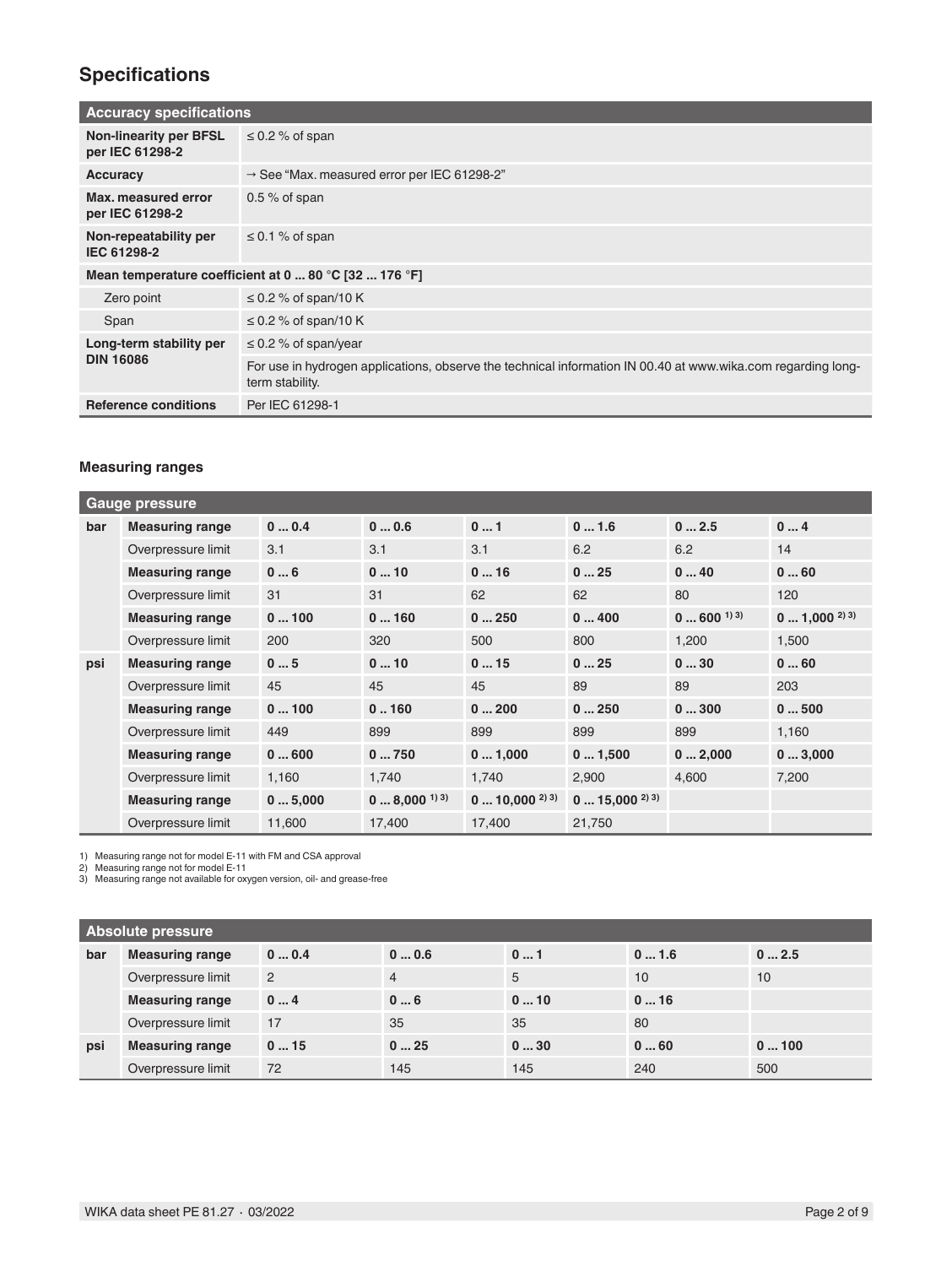## Specifications

| Accuracy specifications | |
|---|---|
| **Non-linearity per BFSL per IEC 61298-2** | ≤ 0.2 % of span |
| **Accuracy** | → See "Max. measured error per IEC 61298-2" |
| **Max. measured error per IEC 61298-2** | 0.5 % of span |
| **Non-repeatability per IEC 61298-2** | ≤ 0.1 % of span |
| **Mean temperature coefficient at 0 ... 80 °C [32 ... 176 °F]** | |
| Zero point | ≤ 0.2 % of span/10 K |
| Span | ≤ 0.2 % of span/10 K |
| **Long-term stability per DIN 16086** | ≤ 0.2 % of span/year |
| | For use in hydrogen applications, observe the technical information IN 00.40 at www.wika.com regarding long-term stability. |
| **Reference conditions** | Per IEC 61298-1 |

### Measuring ranges

| Gauge pressure | | | | | | | |
|---|---|---|---|---|---|---|---|
| bar | **Measuring range** | **0 ... 0.4** | **0 ... 0.6** | **0 ... 1** | **0 ... 1.6** | **0 ... 2.5** | **0 ... 4** |
| | Overpressure limit | 3.1 | 3.1 | 3.1 | 6.2 | 6.2 | 14 |
| | **Measuring range** | **0 ... 6** | **0 ... 10** | **0 ... 16** | **0 ... 25** | **0 ... 40** | **0 ... 60** |
| | Overpressure limit | 31 | 31 | 62 | 62 | 80 | 120 |
| | **Measuring range** | **0 ... 100** | **0 ... 160** | **0 ... 250** | **0 ... 400** | **0 ... 600** [1) 3)] | **0 ... 1,000** [2) 3)] |
| | Overpressure limit | 200 | 320 | 500 | 800 | 1,200 | 1,500 |
| psi | **Measuring range** | **0 ... 5** | **0 ... 10** | **0 ... 15** | **0 ... 25** | **0 ... 30** | **0 ... 60** |
| | Overpressure limit | 45 | 45 | 45 | 89 | 89 | 203 |
| | **Measuring range** | **0 ... 100** | **0 .. 160** | **0 ... 200** | **0 ... 250** | **0 ... 300** | **0 ... 500** |
| | Overpressure limit | 449 | 899 | 899 | 899 | 899 | 1,160 |
| | **Measuring range** | **0 ... 600** | **0 ... 750** | **0 ... 1,000** | **0 ... 1,500** | **0 ... 2,000** | **0 ... 3,000** |
| | Overpressure limit | 1,160 | 1,740 | 1,740 | 2,900 | 4,600 | 7,200 |
| | **Measuring range** | **0 ... 5,000** | **0 ... 8,000** [1) 3)] | **0 ... 10,000** [2) 3)] | **0 ... 15,000** [2) 3)] | | |
| | Overpressure limit | 11,600 | 17,400 | 17,400 | 21,750 | | |

1) Measuring range not for model E-11 with FM and CSA approval
2) Measuring range not for model E-11
3) Measuring range not available for oxygen version, oil- and grease-free

| Absolute pressure | | | | | | |
|---|---|---|---|---|---|---|
| bar | **Measuring range** | **0 ... 0.4** | **0 ... 0.6** | **0 ... 1** | **0 ... 1.6** | **0 ... 2.5** |
| | Overpressure limit | 2 | 4 | 5 | 10 | 10 |
| | **Measuring range** | **0 ... 4** | **0 ... 6** | **0 ... 10** | **0 ... 16** | |
| | Overpressure limit | 17 | 35 | 35 | 80 | |
| psi | **Measuring range** | **0 ... 15** | **0 ... 25** | **0 ... 30** | **0 ... 60** | **0 ... 100** |
| | Overpressure limit | 72 | 145 | 145 | 240 | 500 |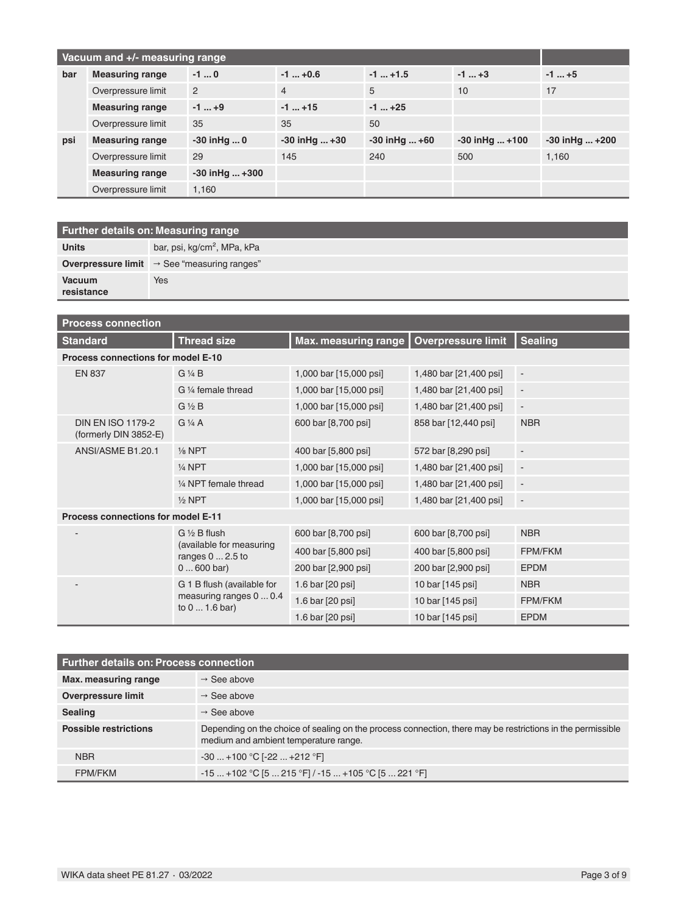| Vacuum and +/- measuring range | | | | | | |
|---|---|---|---|---|---|---|
| bar | **Measuring range** | **-1 ... 0** | **-1 ... +0.6** | **-1 ... +1.5** | **-1 ... +3** | **-1 ... +5** |
| | Overpressure limit | 2 | 4 | 5 | 10 | 17 |
| | **Measuring range** | **-1 ... +9** | **-1 ... +15** | **-1 ... +25** | | |
| | Overpressure limit | 35 | 35 | 50 | | |
| psi | **Measuring range** | **-30 inHg ... 0** | **-30 inHg ... +30** | **-30 inHg ... +60** | **-30 inHg ... +100** | **-30 inHg ... +200** |
| | Overpressure limit | 29 | 145 | 240 | 500 | 1,160 |
| | **Measuring range** | **-30 inHg ... +300** | | | | |
| | Overpressure limit | 1,160 | | | | |

| Further details on: Measuring range | |
|---|---|
| **Units** | bar, psi, kg/cm², MPa, kPa |
| **Overpressure limit** | → See "measuring ranges" |
| **Vacuum resistance** | Yes |

| Process connection | | | | |
|---|---|---|---|---|
| **Standard** | **Thread size** | **Max. measuring range** | **Overpressure limit** | **Sealing** |
| **Process connections for model E-10** | | | | |
| EN 837 | G ¼ B | 1,000 bar [15,000 psi] | 1,480 bar [21,400 psi] | - |
| | G ¼ female thread | 1,000 bar [15,000 psi] | 1,480 bar [21,400 psi] | - |
| | G ½ B | 1,000 bar [15,000 psi] | 1,480 bar [21,400 psi] | - |
| DIN EN ISO 1179-2 (formerly DIN 3852-E) | G ¼ A | 600 bar [8,700 psi] | 858 bar [12,440 psi] | NBR |
| ANSI/ASME B1.20.1 | ⅛ NPT | 400 bar [5,800 psi] | 572 bar [8,290 psi] | - |
| | ¼ NPT | 1,000 bar [15,000 psi] | 1,480 bar [21,400 psi] | - |
| | ¼ NPT female thread | 1,000 bar [15,000 psi] | 1,480 bar [21,400 psi] | - |
| | ½ NPT | 1,000 bar [15,000 psi] | 1,480 bar [21,400 psi] | - |
| **Process connections for model E-11** | | | | |
| - | G ½ B flush (available for measuring ranges 0 ... 2.5 to 0 ... 600 bar) | 600 bar [8,700 psi] | 600 bar [8,700 psi] | NBR |
| | | 400 bar [5,800 psi] | 400 bar [5,800 psi] | FPM/FKM |
| | | 200 bar [2,900 psi] | 200 bar [2,900 psi] | EPDM |
| - | G 1 B flush (available for measuring ranges 0 ... 0.4 to 0 ... 1.6 bar) | 1.6 bar [20 psi] | 10 bar [145 psi] | NBR |
| | | 1.6 bar [20 psi] | 10 bar [145 psi] | FPM/FKM |
| | | 1.6 bar [20 psi] | 10 bar [145 psi] | EPDM |

| Further details on: Process connection | |
|---|---|
| **Max. measuring range** | → See above |
| **Overpressure limit** | → See above |
| **Sealing** | → See above |
| **Possible restrictions** | Depending on the choice of sealing on the process connection, there may be restrictions in the permissible medium and ambient temperature range. |
| NBR | -30 ... +100 °C [-22 ... +212 °F] |
| FPM/FKM | -15 ... +102 °C [5 ... 215 °F] / -15 ... +105 °C [5 ... 221 °F] |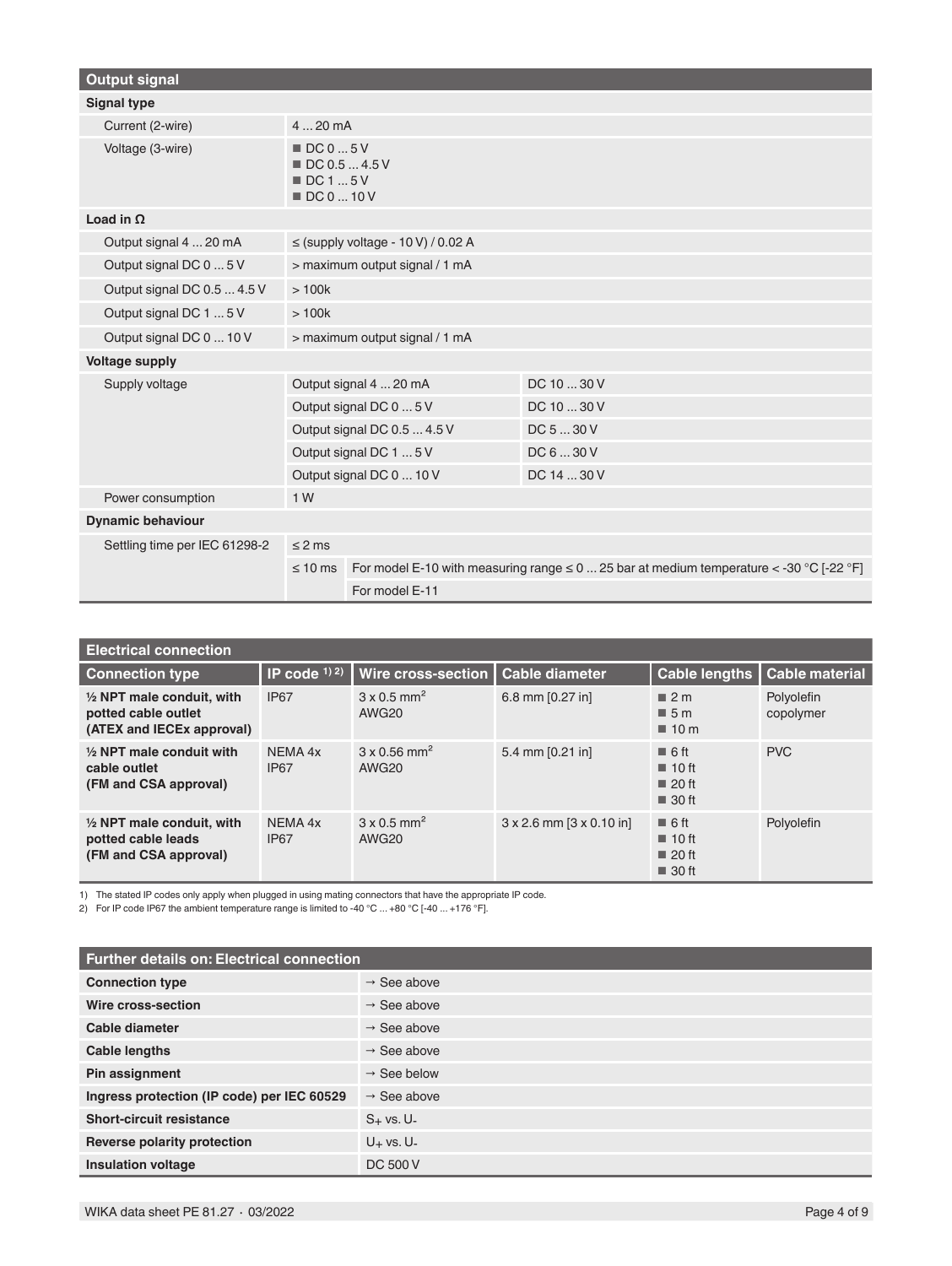## Output signal

| Output signal | | |
|---|---|---|
| **Signal type** | | |
| Current (2-wire) | 4 ... 20 mA | |
| Voltage (3-wire) | ■ DC 0 ... 5 V<br>■ DC 0.5 ... 4.5 V<br>■ DC 1 ... 5 V<br>■ DC 0 ... 10 V | |
| **Load in Ω** | | |
| Output signal 4 ... 20 mA | ≤ (supply voltage - 10 V) / 0.02 A | |
| Output signal DC 0 ... 5 V | > maximum output signal / 1 mA | |
| Output signal DC 0.5 ... 4.5 V | > 100k | |
| Output signal DC 1 ... 5 V | > 100k | |
| Output signal DC 0 ... 10 V | > maximum output signal / 1 mA | |
| **Voltage supply** | | |
| Supply voltage | Output signal 4 ... 20 mA | DC 10 ... 30 V |
| | Output signal DC 0 ... 5 V | DC 10 ... 30 V |
| | Output signal DC 0.5 ... 4.5 V | DC 5 ... 30 V |
| | Output signal DC 1 ... 5 V | DC 6 ... 30 V |
| | Output signal DC 0 ... 10 V | DC 14 ... 30 V |
| Power consumption | 1 W | |
| **Dynamic behaviour** | | |
| Settling time per IEC 61298-2 | ≤ 2 ms | |
| | ≤ 10 ms | For model E-10 with measuring range ≤ 0 ... 25 bar at medium temperature < -30 °C [-22 °F] |
| | | For model E-11 |

## Electrical connection

| Connection type | IP code [1) 2)] | Wire cross-section | Cable diameter | Cable lengths | Cable material |
|---|---|---|---|---|---|
| **½ NPT male conduit, with potted cable outlet (ATEX and IECEx approval)** | IP67 | 3 x 0.5 mm² AWG20 | 6.8 mm [0.27 in] | ■ 2 m<br>■ 5 m<br>■ 10 m | Polyolefin copolymer |
| **½ NPT male conduit with cable outlet (FM and CSA approval)** | NEMA 4x IP67 | 3 x 0.56 mm² AWG20 | 5.4 mm [0.21 in] | ■ 6 ft<br>■ 10 ft<br>■ 20 ft<br>■ 30 ft | PVC |
| **½ NPT male conduit, with potted cable leads (FM and CSA approval)** | NEMA 4x IP67 | 3 x 0.5 mm² AWG20 | 3 x 2.6 mm [3 x 0.10 in] | ■ 6 ft<br>■ 10 ft<br>■ 20 ft<br>■ 30 ft | Polyolefin |

1) The stated IP codes only apply when plugged in using mating connectors that have the appropriate IP code.
2) For IP code IP67 the ambient temperature range is limited to -40 °C ... +80 °C [-40 ... +176 °F].

## Further details on: Electrical connection

| Further details on: Electrical connection | |
|---|---|
| **Connection type** | → See above |
| **Wire cross-section** | → See above |
| **Cable diameter** | → See above |
| **Cable lengths** | → See above |
| **Pin assignment** | → See below |
| **Ingress protection (IP code) per IEC 60529** | → See above |
| **Short-circuit resistance** | $S_+$ vs. $U_-$ |
| **Reverse polarity protection** | $U_+$ vs. $U_-$ |
| **Insulation voltage** | DC 500 V |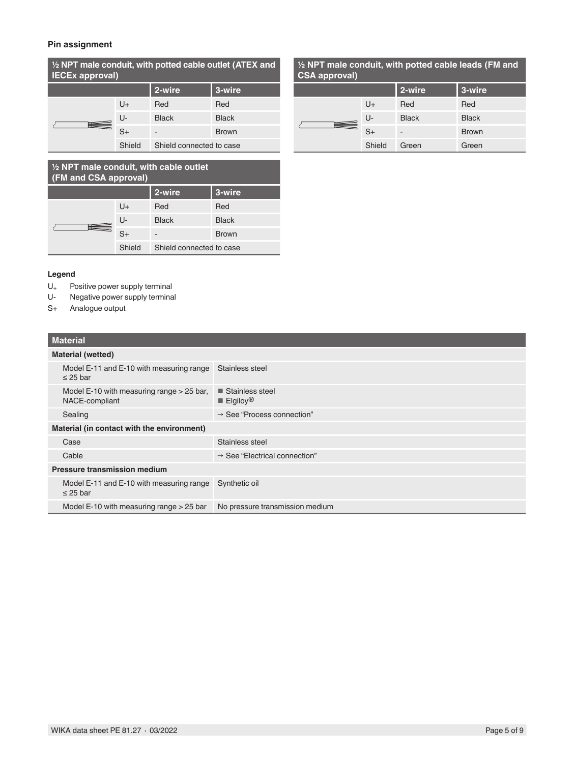### Pin assignment

**½ NPT male conduit, with potted cable outlet (ATEX and IECEx approval)**

| | | 2-wire | 3-wire |
|---|---|---|---|
| | U+ | Red | Red |
| | U- | Black | Black |
| | S+ | - | Brown |
| | Shield | Shield connected to case | |

**½ NPT male conduit, with potted cable leads (FM and CSA approval)**

| | | 2-wire | 3-wire |
|---|---|---|---|
| | U+ | Red | Red |
| | U- | Black | Black |
| | S+ | - | Brown |
| | Shield | Green | Green |

**½ NPT male conduit, with cable outlet (FM and CSA approval)**

| | | 2-wire | 3-wire |
|---|---|---|---|
| | U+ | Red | Red |
| | U- | Black | Black |
| | S+ | - | Brown |
| | Shield | Shield connected to case | |

**Legend**

- $U_+$ Positive power supply terminal
- U- Negative power supply terminal
- S+ Analogue output

| Material | |
|---|---|
| **Material (wetted)** | |
| Model E-11 and E-10 with measuring range ≤ 25 bar | Stainless steel |
| Model E-10 with measuring range > 25 bar, NACE-compliant | ■ Stainless steel<br>■ Elgiloy® |
| Sealing | → See "Process connection" |
| **Material (in contact with the environment)** | |
| Case | Stainless steel |
| Cable | → See "Electrical connection" |
| **Pressure transmission medium** | |
| Model E-11 and E-10 with measuring range ≤ 25 bar | Synthetic oil |
| Model E-10 with measuring range > 25 bar | No pressure transmission medium |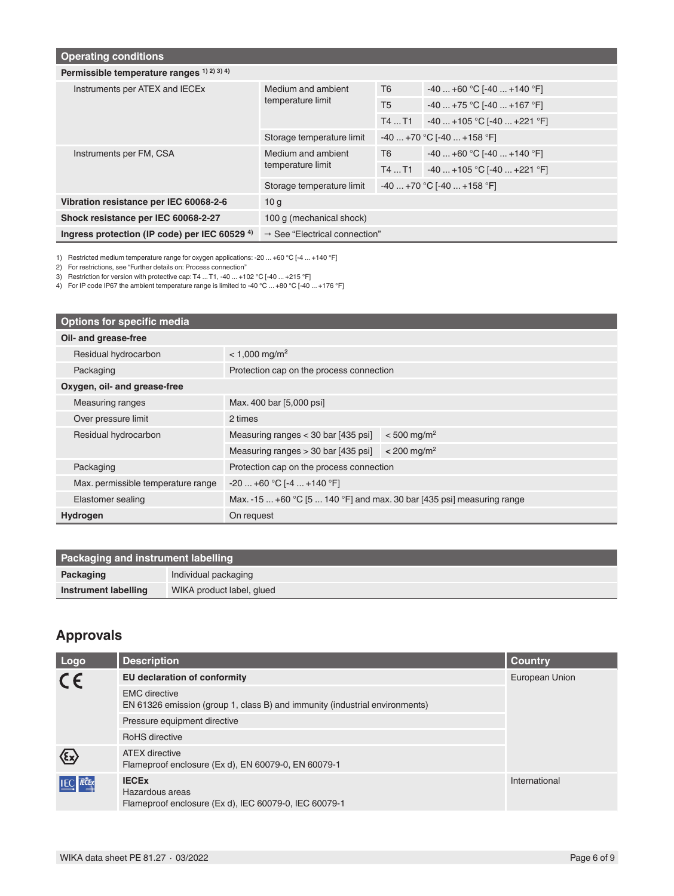| Operating conditions | | | |
|---|---|---|---|
| **Permissible temperature ranges** [1) 2) 3) 4)] | | | |
| Instruments per ATEX and IECEx | Medium and ambient temperature limit | T6 | -40 ... +60 °C [-40 ... +140 °F] |
| | | T5 | -40 ... +75 °C [-40 ... +167 °F] |
| | | T4 ... T1 | -40 ... +105 °C [-40 ... +221 °F] |
| | Storage temperature limit | -40 ... +70 °C [-40 ... +158 °F] | |
| Instruments per FM, CSA | Medium and ambient temperature limit | T6 | -40 ... +60 °C [-40 ... +140 °F] |
| | | T4 ... T1 | -40 ... +105 °C [-40 ... +221 °F] |
| | Storage temperature limit | -40 ... +70 °C [-40 ... +158 °F] | |
| **Vibration resistance per IEC 60068-2-6** | 10 g | | |
| **Shock resistance per IEC 60068-2-27** | 100 g (mechanical shock) | | |
| **Ingress protection (IP code) per IEC 60529** [4)] | → See "Electrical connection" | | |

1) Restricted medium temperature range for oxygen applications: -20 ... +60 °C [-4 ... +140 °F]
2) For restrictions, see "Further details on: Process connection"
3) Restriction for version with protective cap: T4 ... T1, -40 ... +102 °C [-40 ... +215 °F]
4) For IP code IP67 the ambient temperature range is limited to -40 °C ... +80 °C [-40 ... +176 °F]

| Options for specific media | | |
|---|---|---|
| **Oil- and grease-free** | | |
| Residual hydrocarbon | < 1,000 mg/m² | |
| Packaging | Protection cap on the process connection | |
| **Oxygen, oil- and grease-free** | | |
| Measuring ranges | Max. 400 bar [5,000 psi] | |
| Over pressure limit | 2 times | |
| Residual hydrocarbon | Measuring ranges < 30 bar [435 psi] | < 500 mg/m² |
| | Measuring ranges > 30 bar [435 psi] | < 200 mg/m² |
| Packaging | Protection cap on the process connection | |
| Max. permissible temperature range | -20 ... +60 °C [-4 ... +140 °F] | |
| Elastomer sealing | Max. -15 ... +60 °C [5 ... 140 °F] and max. 30 bar [435 psi] measuring range | |
| **Hydrogen** | On request | |

| Packaging and instrument labelling | |
|---|---|
| **Packaging** | Individual packaging |
| **Instrument labelling** | WIKA product label, glued |

## Approvals

| Logo | Description | Country |
|---|---|---|
| CE | **EU declaration of conformity** | European Union |
| | EMC directive<br>EN 61326 emission (group 1, class B) and immunity (industrial environments) | |
| | Pressure equipment directive | |
| | RoHS directive | |
| Ex | ATEX directive<br>Flameproof enclosure (Ex d), EN 60079-0, EN 60079-1 | |
| IEC IECEx | **IECEx**<br>Hazardous areas<br>Flameproof enclosure (Ex d), IEC 60079-0, IEC 60079-1 | International |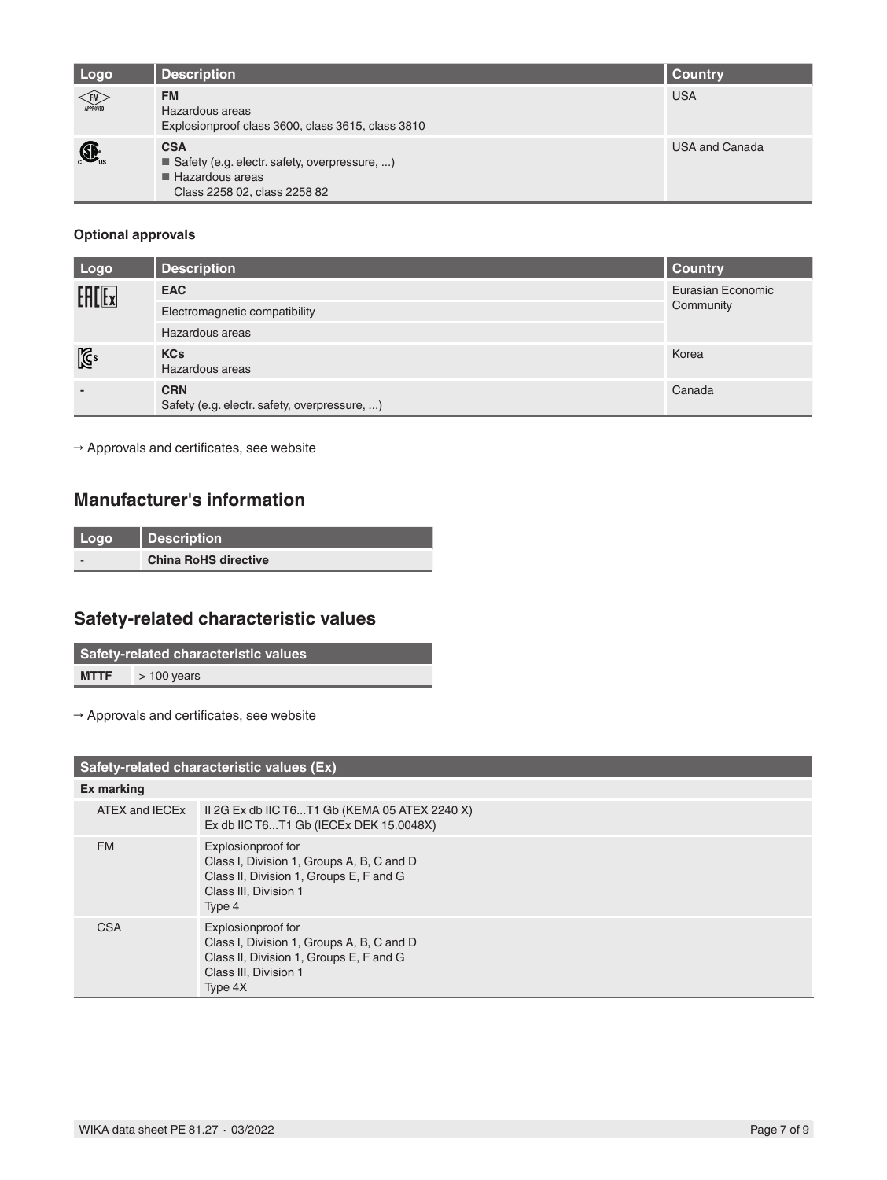| Logo | Description | Country |
| --- | --- | --- |
| FM APPROVED | **FM**<br>Hazardous areas<br>Explosionproof class 3600, class 3615, class 3810 | USA |
| CSA | **CSA**<br>■ Safety (e.g. electr. safety, overpressure, ...)<br>■ Hazardous areas<br>Class 2258 02, class 2258 82 | USA and Canada |

**Optional approvals**

| Logo | Description | Country |
| --- | --- | --- |
| EAC Ex | **EAC** | Eurasian Economic Community |
| | Electromagnetic compatibility | |
| | Hazardous areas | |
| KCs | **KCs**<br>Hazardous areas | Korea |
| - | **CRN**<br>Safety (e.g. electr. safety, overpressure, ...) | Canada |

→ Approvals and certificates, see website

## Manufacturer's information

| Logo | Description |
| --- | --- |
| - | **China RoHS directive** |

## Safety-related characteristic values

| Safety-related characteristic values | |
| --- | --- |
| **MTTF** | > 100 years |

→ Approvals and certificates, see website

| Safety-related characteristic values (Ex) | |
| --- | --- |
| **Ex marking** | |
| ATEX and IECEx | II 2G Ex db IIC T6...T1 Gb (KEMA 05 ATEX 2240 X)<br>Ex db IIC T6...T1 Gb (IECEx DEK 15.0048X) |
| FM | Explosionproof for<br>Class I, Division 1, Groups A, B, C and D<br>Class II, Division 1, Groups E, F and G<br>Class III, Division 1<br>Type 4 |
| CSA | Explosionproof for<br>Class I, Division 1, Groups A, B, C and D<br>Class II, Division 1, Groups E, F and G<br>Class III, Division 1<br>Type 4X |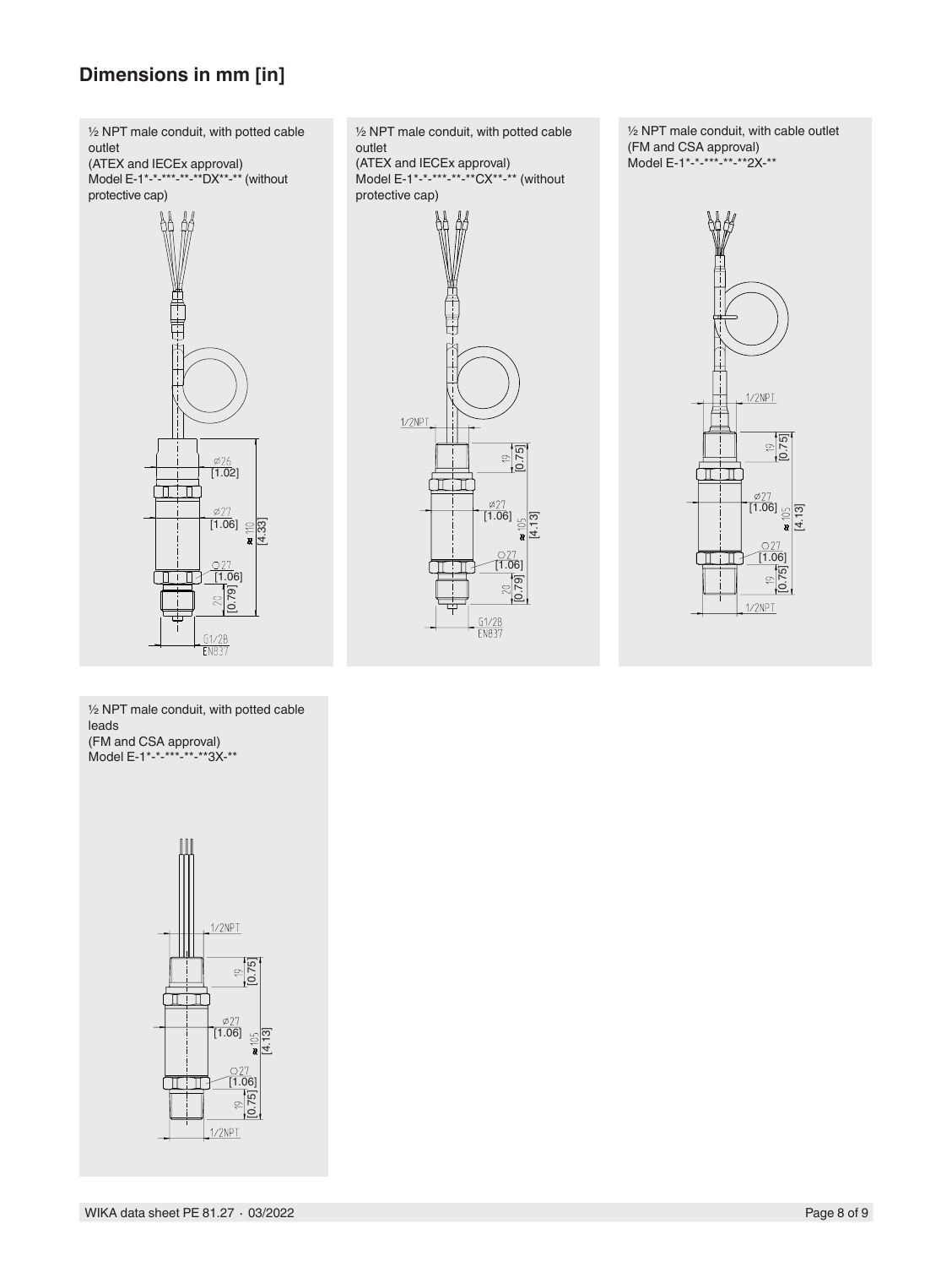## Dimensions in mm [in]

½ NPT male conduit, with potted cable outlet
(ATEX and IECEx approval)
Model E-1*-*-***-**-**DX**-** (without protective cap)

½ NPT male conduit, with potted cable outlet
(ATEX and IECEx approval)
Model E-1*-*-***-**-**CX**-** (without protective cap)

½ NPT male conduit, with cable outlet
(FM and CSA approval)
Model E-1*-*-***-**-**2X-**

½ NPT male conduit, with potted cable leads
(FM and CSA approval)
Model E-1*-*-***-**-**3X-**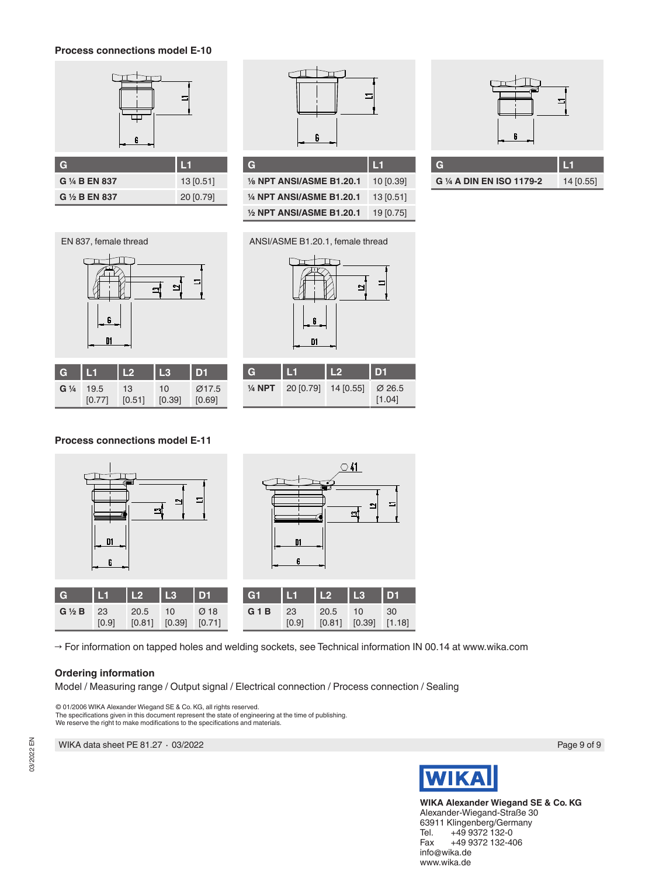### Process connections model E-10

| G | L1 |
|---|---|
| **G ¼ B EN 837** | 13 [0.51] |
| **G ½ B EN 837** | 20 [0.79] |

| G | L1 |
|---|---|
| **⅛ NPT ANSI/ASME B1.20.1** | 10 [0.39] |
| **¼ NPT ANSI/ASME B1.20.1** | 13 [0.51] |
| **½ NPT ANSI/ASME B1.20.1** | 19 [0.75] |

| G | L1 |
|---|---|
| **G ¼ A DIN EN ISO 1179-2** | 14 [0.55] |

EN 837, female thread

| G | L1 | L2 | L3 | D1 |
|---|---|---|---|---|
| **G ¼** | 19.5 [0.77] | 13 [0.51] | 10 [0.39] | Ø17.5 [0.69] |

ANSI/ASME B1.20.1, female thread

| G | L1 | L2 | D1 |
|---|---|---|---|
| **¼ NPT** | 20 [0.79] | 14 [0.55] | Ø 26.5 [1.04] |

### Process connections model E-11

| G | L1 | L2 | L3 | D1 |
|---|---|---|---|---|
| **G ½ B** | 23 [0.9] | 20.5 [0.81] | 10 [0.39] | Ø 18 [0.71] |

| G1 | L1 | L2 | L3 | D1 |
|---|---|---|---|---|
| **G 1 B** | 23 [0.9] | 20.5 [0.81] | 10 [0.39] | 30 [1.18] |

→ For information on tapped holes and welding sockets, see Technical information IN 00.14 at www.wika.com

### Ordering information

Model / Measuring range / Output signal / Electrical connection / Process connection / Sealing

© 01/2006 WIKA Alexander Wiegand SE & Co. KG, all rights reserved.
The specifications given in this document represent the state of engineering at the time of publishing.
We reserve the right to make modifications to the specifications and materials.

**WIKA Alexander Wiegand SE & Co. KG**
Alexander-Wiegand-Straße 30
63911 Klingenberg/Germany
Tel. +49 9372 132-0
Fax +49 9372 132-406
info@wika.de
www.wika.de